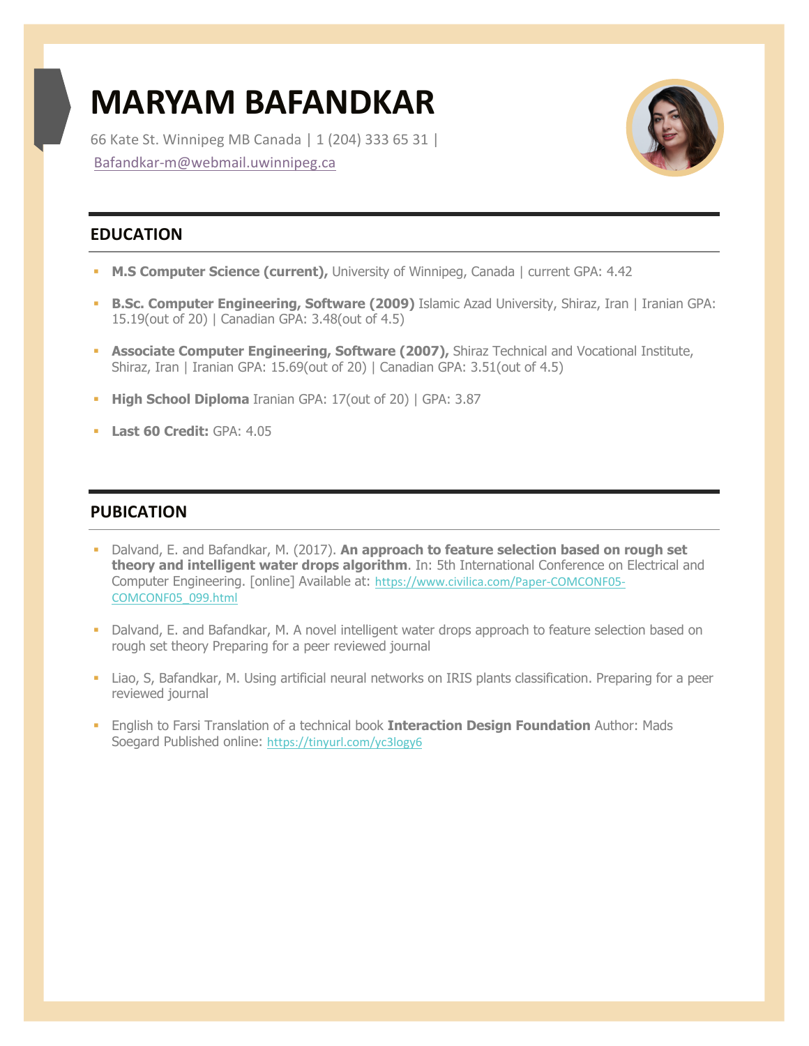# MARYAM BAFANDKAR

66 Kate St. Winnipeg MB Canada | 1 (204) 333 65 31 |
Bafandkar-m@webmail.uwinnipeg.ca

## EDUCATION

- **M.S Computer Science (current),** University of Winnipeg, Canada | current GPA: 4.42
- **B.Sc. Computer Engineering, Software (2009)** Islamic Azad University, Shiraz, Iran | Iranian GPA: 15.19(out of 20) | Canadian GPA: 3.48(out of 4.5)
- **Associate Computer Engineering, Software (2007),** Shiraz Technical and Vocational Institute, Shiraz, Iran | Iranian GPA: 15.69(out of 20) | Canadian GPA: 3.51(out of 4.5)
- **High School Diploma** Iranian GPA: 17(out of 20) | GPA: 3.87
- **Last 60 Credit:** GPA: 4.05

## PUBICATION

- Dalvand, E. and Bafandkar, M. (2017). **An approach to feature selection based on rough set theory and intelligent water drops algorithm**. In: 5th International Conference on Electrical and Computer Engineering. [online] Available at: https://www.civilica.com/Paper-COMCONF05-COMCONF05_099.html
- Dalvand, E. and Bafandkar, M. A novel intelligent water drops approach to feature selection based on rough set theory Preparing for a peer reviewed journal
- Liao, S, Bafandkar, M. Using artificial neural networks on IRIS plants classification. Preparing for a peer reviewed journal
- English to Farsi Translation of a technical book **Interaction Design Foundation** Author: Mads Soegard Published online: https://tinyurl.com/yc3logy6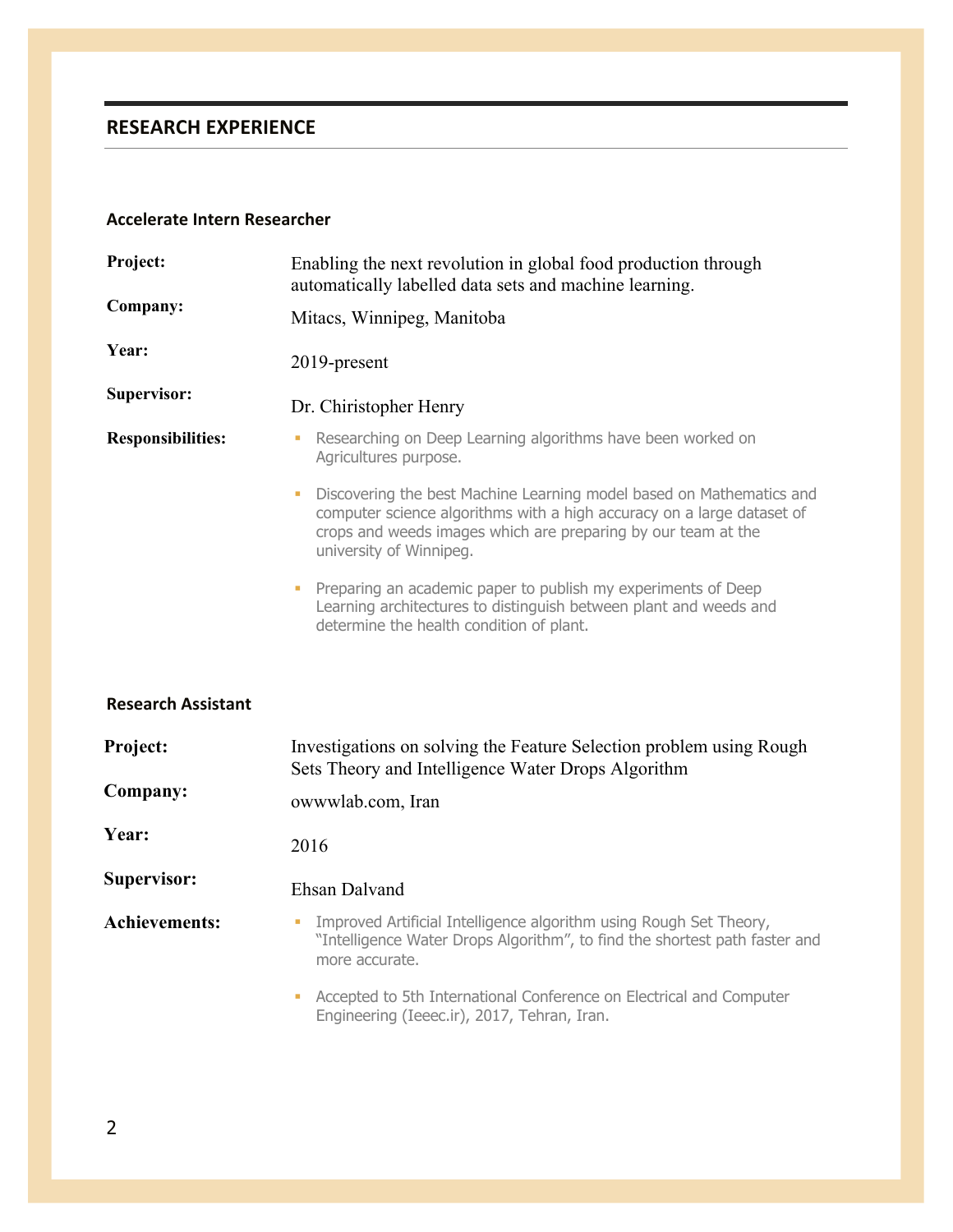## RESEARCH EXPERIENCE

### Accelerate Intern Researcher

**Project:** Enabling the next revolution in global food production through automatically labelled data sets and machine learning.

**Company:** Mitacs, Winnipeg, Manitoba

**Year:** 2019-present

**Supervisor:** Dr. Chiristopher Henry

**Responsibilities:**

- Researching on Deep Learning algorithms have been worked on Agricultures purpose.
- Discovering the best Machine Learning model based on Mathematics and computer science algorithms with a high accuracy on a large dataset of crops and weeds images which are preparing by our team at the university of Winnipeg.
- Preparing an academic paper to publish my experiments of Deep Learning architectures to distinguish between plant and weeds and determine the health condition of plant.

### Research Assistant

**Project:** Investigations on solving the Feature Selection problem using Rough Sets Theory and Intelligence Water Drops Algorithm

**Company:** owwwlab.com, Iran

**Year:** 2016

**Supervisor:** Ehsan Dalvand

**Achievements:**

- Improved Artificial Intelligence algorithm using Rough Set Theory, "Intelligence Water Drops Algorithm", to find the shortest path faster and more accurate.
- Accepted to 5th International Conference on Electrical and Computer Engineering (Ieeec.ir), 2017, Tehran, Iran.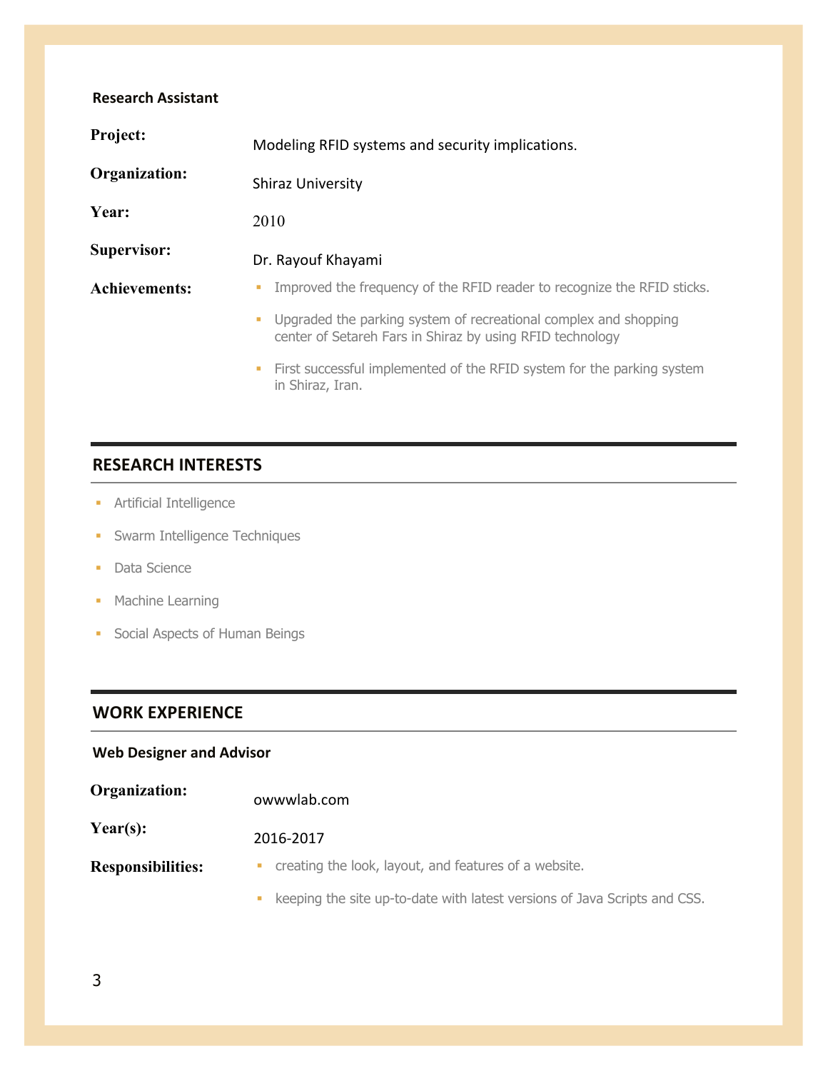### Research Assistant

**Project:** Modeling RFID systems and security implications.

**Organization:** Shiraz University

**Year:** 2010

**Supervisor:** Dr. Rayouf Khayami

**Achievements:**

- Improved the frequency of the RFID reader to recognize the RFID sticks.
- Upgraded the parking system of recreational complex and shopping center of Setareh Fars in Shiraz by using RFID technology
- First successful implemented of the RFID system for the parking system in Shiraz, Iran.

## RESEARCH INTERESTS

- Artificial Intelligence
- Swarm Intelligence Techniques
- Data Science
- Machine Learning
- Social Aspects of Human Beings

## WORK EXPERIENCE

### Web Designer and Advisor

**Organization:** owwwlab.com

**Year(s):** 2016-2017

**Responsibilities:**

- creating the look, layout, and features of a website.
- keeping the site up-to-date with latest versions of Java Scripts and CSS.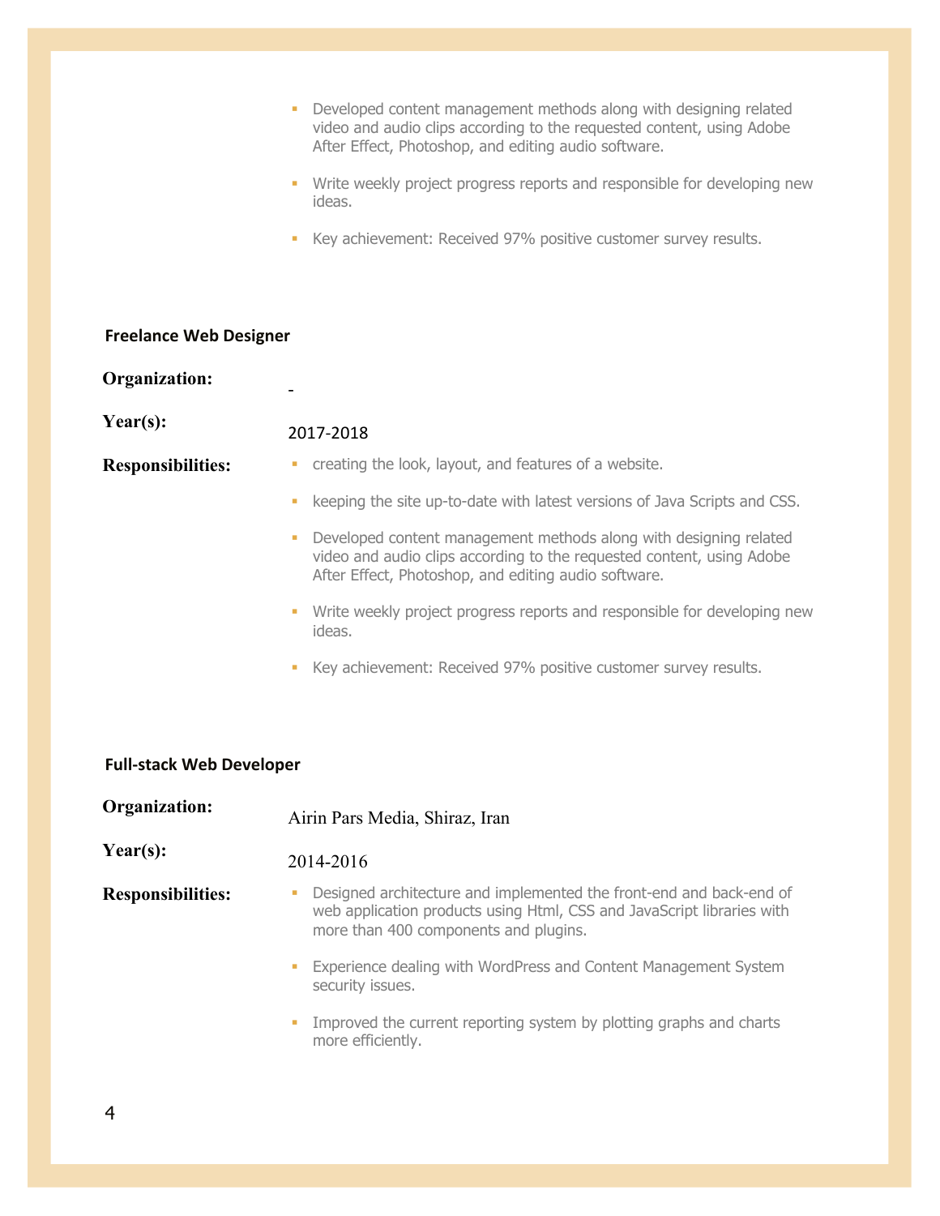- Developed content management methods along with designing related video and audio clips according to the requested content, using Adobe After Effect, Photoshop, and editing audio software.
- Write weekly project progress reports and responsible for developing new ideas.
- Key achievement: Received 97% positive customer survey results.

### Freelance Web Designer

**Organization:** -

**Year(s):** 2017-2018

**Responsibilities:**

- creating the look, layout, and features of a website.
- keeping the site up-to-date with latest versions of Java Scripts and CSS.
- Developed content management methods along with designing related video and audio clips according to the requested content, using Adobe After Effect, Photoshop, and editing audio software.
- Write weekly project progress reports and responsible for developing new ideas.
- Key achievement: Received 97% positive customer survey results.

### Full-stack Web Developer

**Organization:** Airin Pars Media, Shiraz, Iran

**Year(s):** 2014-2016

**Responsibilities:**

- Designed architecture and implemented the front-end and back-end of web application products using Html, CSS and JavaScript libraries with more than 400 components and plugins.
- Experience dealing with WordPress and Content Management System security issues.
- Improved the current reporting system by plotting graphs and charts more efficiently.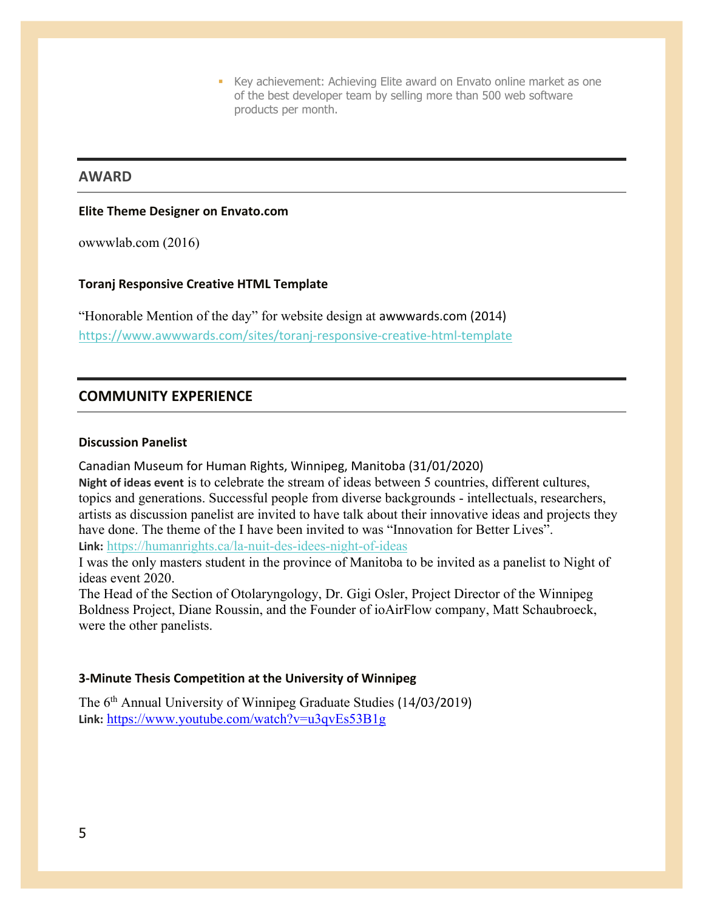- Key achievement: Achieving Elite award on Envato online market as one of the best developer team by selling more than 500 web software products per month.

## AWARD

**Elite Theme Designer on Envato.com**

owwwlab.com (2016)

**Toranj Responsive Creative HTML Template**

"Honorable Mention of the day" for website design at awwwards.com (2014)
https://www.awwwards.com/sites/toranj-responsive-creative-html-template

## COMMUNITY EXPERIENCE

**Discussion Panelist**

Canadian Museum for Human Rights, Winnipeg, Manitoba (31/01/2020)
**Night of ideas event** is to celebrate the stream of ideas between 5 countries, different cultures, topics and generations. Successful people from diverse backgrounds - intellectuals, researchers, artists as discussion panelist are invited to have talk about their innovative ideas and projects they have done. The theme of the I have been invited to was "Innovation for Better Lives".
**Link:** https://humanrights.ca/la-nuit-des-idees-night-of-ideas
I was the only masters student in the province of Manitoba to be invited as a panelist to Night of ideas event 2020.
The Head of the Section of Otolaryngology, Dr. Gigi Osler, Project Director of the Winnipeg Boldness Project, Diane Roussin, and the Founder of ioAirFlow company, Matt Schaubroeck, were the other panelists.

**3-Minute Thesis Competition at the University of Winnipeg**

The 6th Annual University of Winnipeg Graduate Studies (14/03/2019)
**Link:** https://www.youtube.com/watch?v=u3qvEs53B1g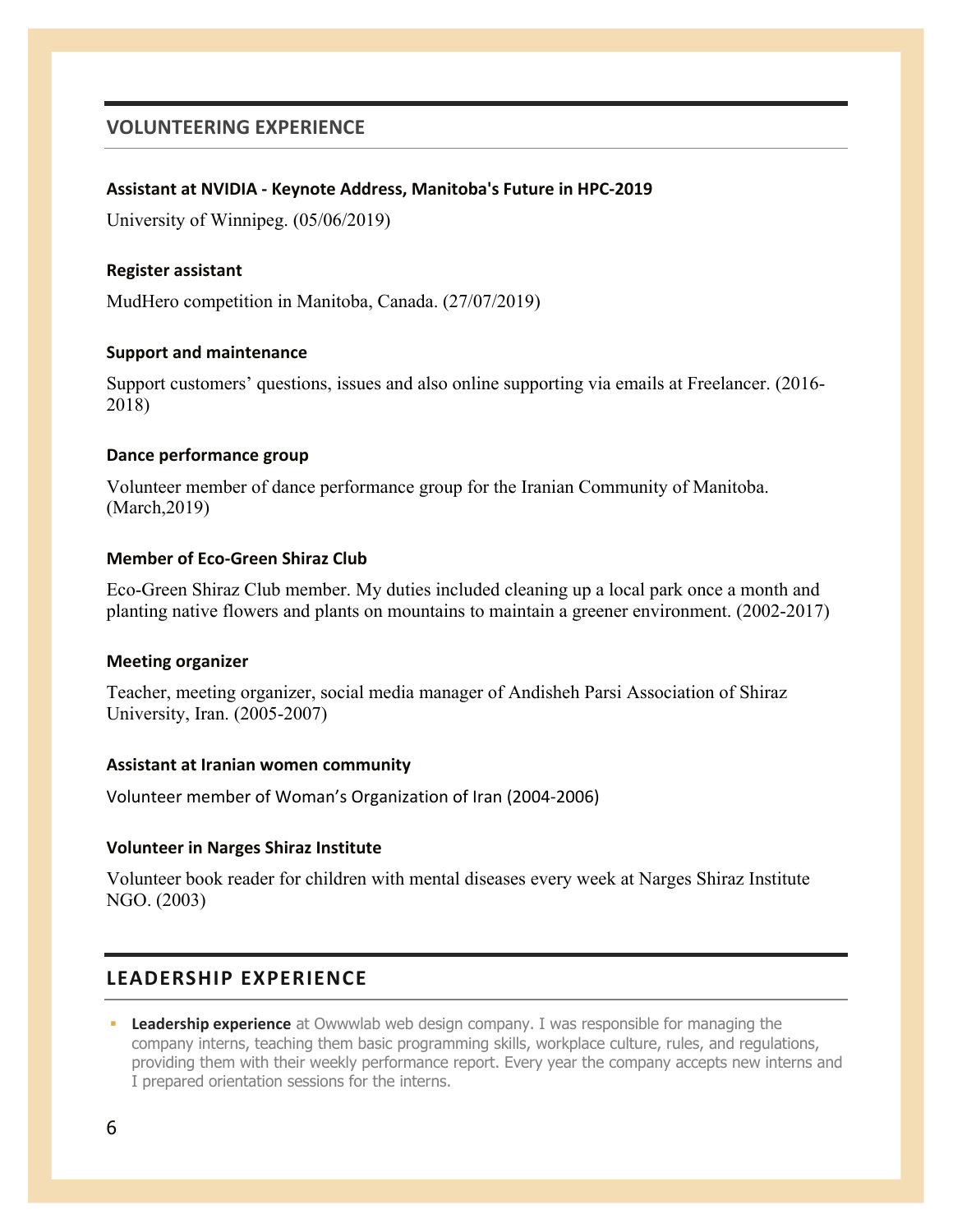## VOLUNTEERING EXPERIENCE

### Assistant at NVIDIA - Keynote Address, Manitoba's Future in HPC-2019

University of Winnipeg. (05/06/2019)

### Register assistant

MudHero competition in Manitoba, Canada. (27/07/2019)

### Support and maintenance

Support customers' questions, issues and also online supporting via emails at Freelancer. (2016-2018)

### Dance performance group

Volunteer member of dance performance group for the Iranian Community of Manitoba. (March,2019)

### Member of Eco-Green Shiraz Club

Eco-Green Shiraz Club member. My duties included cleaning up a local park once a month and planting native flowers and plants on mountains to maintain a greener environment. (2002-2017)

### Meeting organizer

Teacher, meeting organizer, social media manager of Andisheh Parsi Association of Shiraz University, Iran. (2005-2007)

### Assistant at Iranian women community

Volunteer member of Woman's Organization of Iran (2004-2006)

### Volunteer in Narges Shiraz Institute

Volunteer book reader for children with mental diseases every week at Narges Shiraz Institute NGO. (2003)

## LEADERSHIP EXPERIENCE

- **Leadership experience** at Owwwlab web design company. I was responsible for managing the company interns, teaching them basic programming skills, workplace culture, rules, and regulations, providing them with their weekly performance report. Every year the company accepts new interns and I prepared orientation sessions for the interns.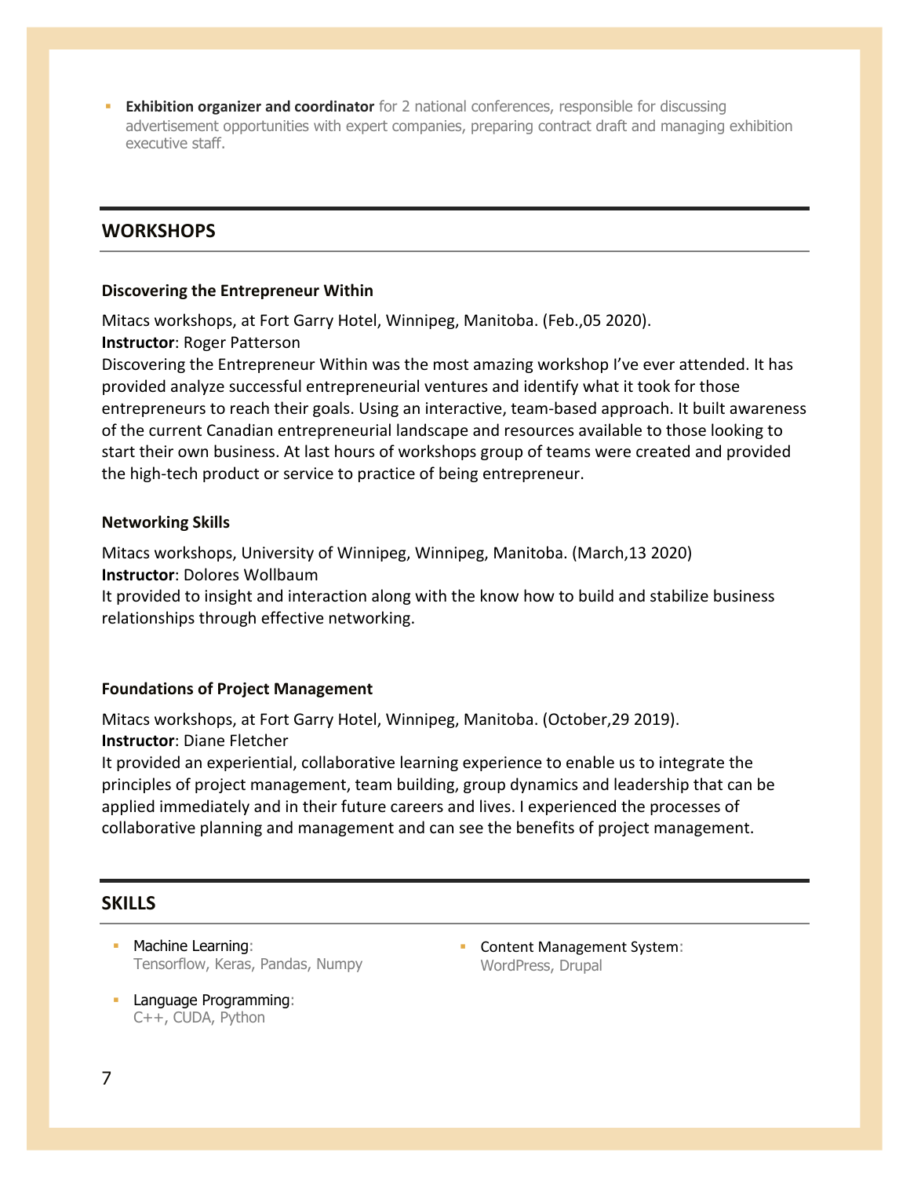- **Exhibition organizer and coordinator** for 2 national conferences, responsible for discussing advertisement opportunities with expert companies, preparing contract draft and managing exhibition executive staff.

## WORKSHOPS

**Discovering the Entrepreneur Within**

Mitacs workshops, at Fort Garry Hotel, Winnipeg, Manitoba. (Feb.,05 2020).
**Instructor**: Roger Patterson
Discovering the Entrepreneur Within was the most amazing workshop I've ever attended. It has provided analyze successful entrepreneurial ventures and identify what it took for those entrepreneurs to reach their goals. Using an interactive, team-based approach. It built awareness of the current Canadian entrepreneurial landscape and resources available to those looking to start their own business. At last hours of workshops group of teams were created and provided the high-tech product or service to practice of being entrepreneur.

**Networking Skills**

Mitacs workshops, University of Winnipeg, Winnipeg, Manitoba. (March,13 2020)
**Instructor**: Dolores Wollbaum
It provided to insight and interaction along with the know how to build and stabilize business relationships through effective networking.

**Foundations of Project Management**

Mitacs workshops, at Fort Garry Hotel, Winnipeg, Manitoba. (October,29 2019).
**Instructor**: Diane Fletcher
It provided an experiential, collaborative learning experience to enable us to integrate the principles of project management, team building, group dynamics and leadership that can be applied immediately and in their future careers and lives. I experienced the processes of collaborative planning and management and can see the benefits of project management.

## SKILLS

- Machine Learning: Tensorflow, Keras, Pandas, Numpy
- Language Programming: C++, CUDA, Python
- Content Management System: WordPress, Drupal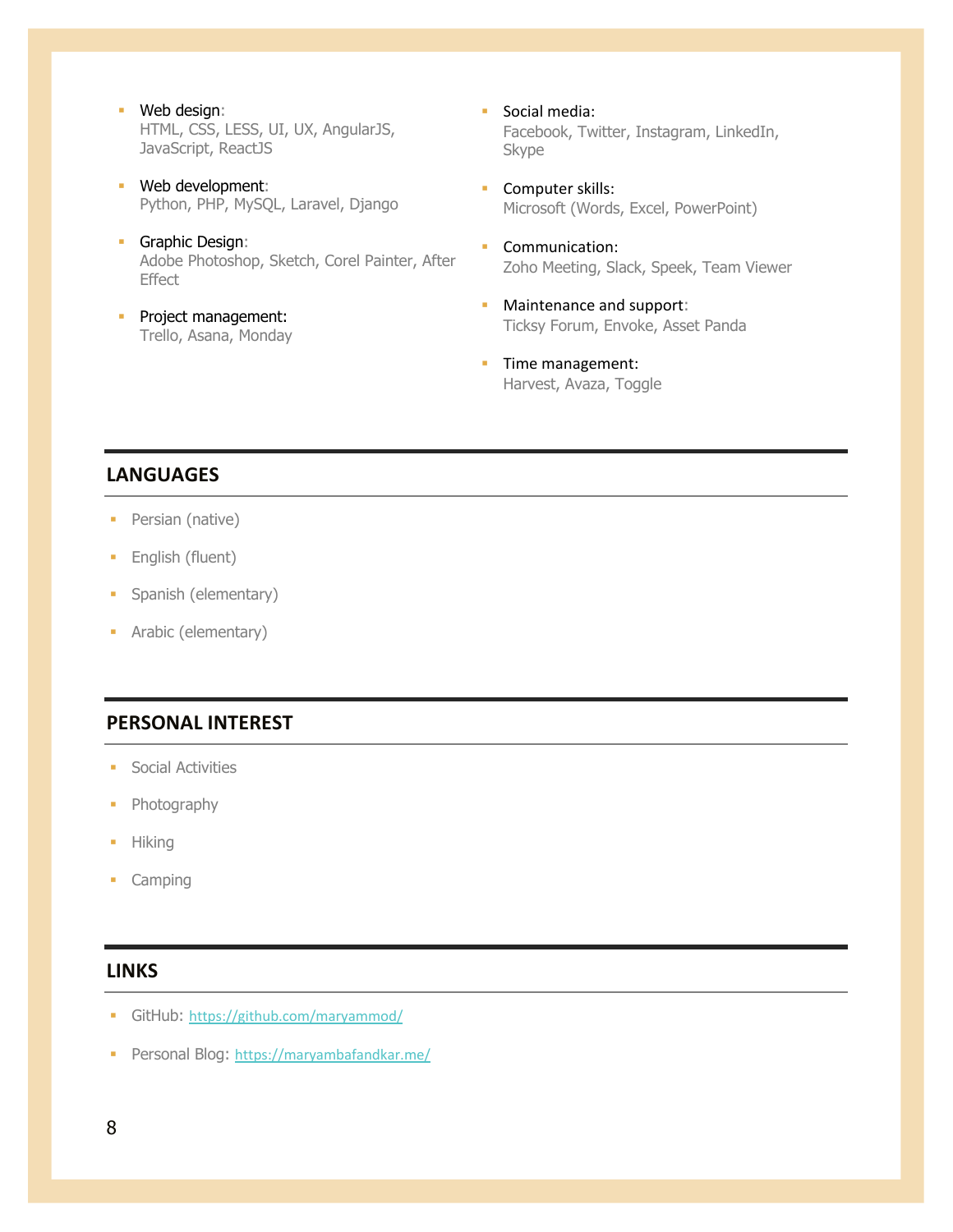- Web design:
  HTML, CSS, LESS, UI, UX, AngularJS, JavaScript, ReactJS
- Web development:
  Python, PHP, MySQL, Laravel, Django
- Graphic Design:
  Adobe Photoshop, Sketch, Corel Painter, After Effect
- Project management:
  Trello, Asana, Monday
- Social media:
  Facebook, Twitter, Instagram, LinkedIn, Skype
- Computer skills:
  Microsoft (Words, Excel, PowerPoint)
- Communication:
  Zoho Meeting, Slack, Speek, Team Viewer
- Maintenance and support:
  Ticksy Forum, Envoke, Asset Panda
- Time management:
  Harvest, Avaza, Toggle

## LANGUAGES

- Persian (native)
- English (fluent)
- Spanish (elementary)
- Arabic (elementary)

## PERSONAL INTEREST

- Social Activities
- Photography
- Hiking
- Camping

## LINKS

- GitHub: https://github.com/maryammod/
- Personal Blog: https://maryambafandkar.me/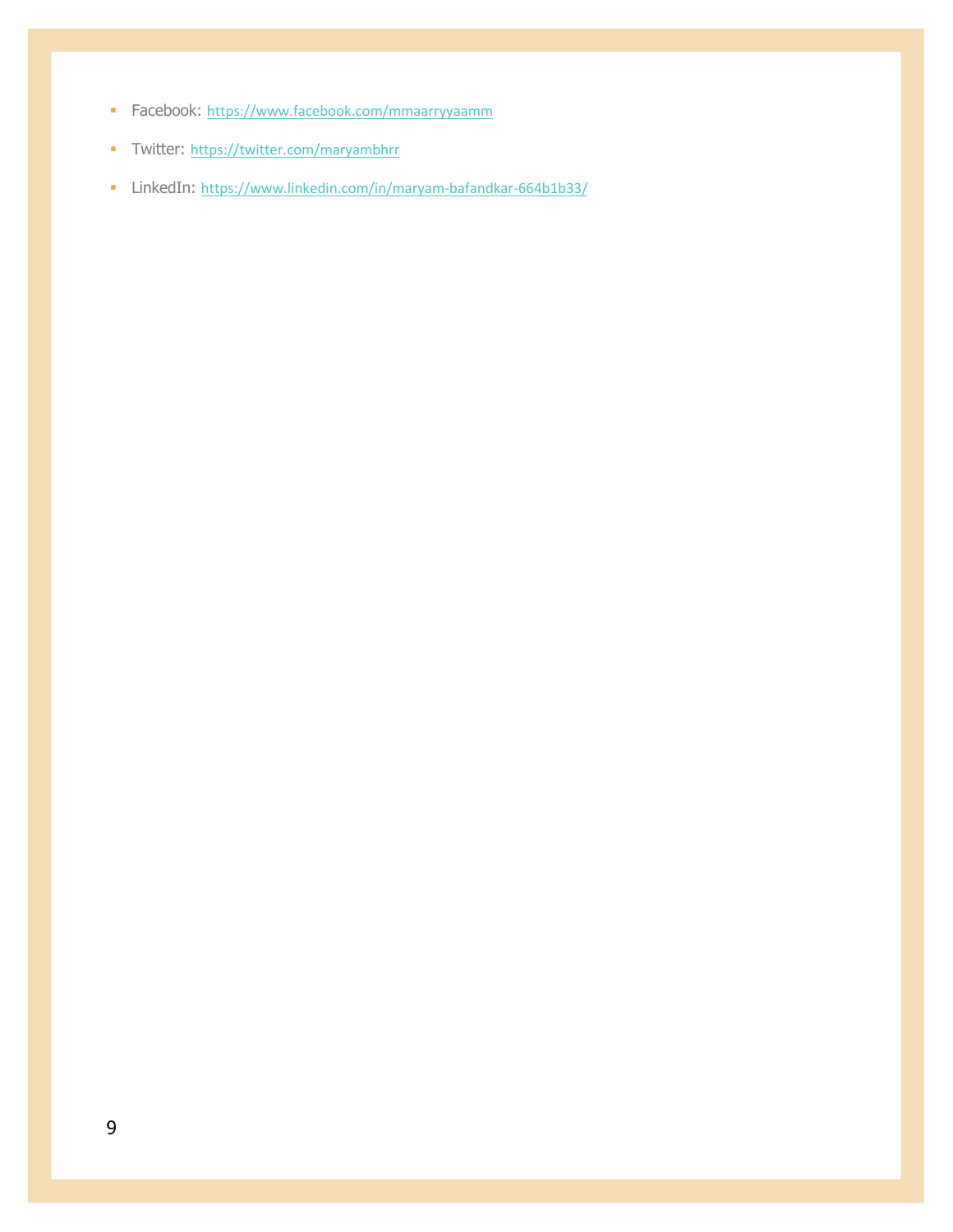- Facebook: https://www.facebook.com/mmaarryyaamm
- Twitter: https://twitter.com/maryambhrr
- LinkedIn: https://www.linkedin.com/in/maryam-bafandkar-664b1b33/